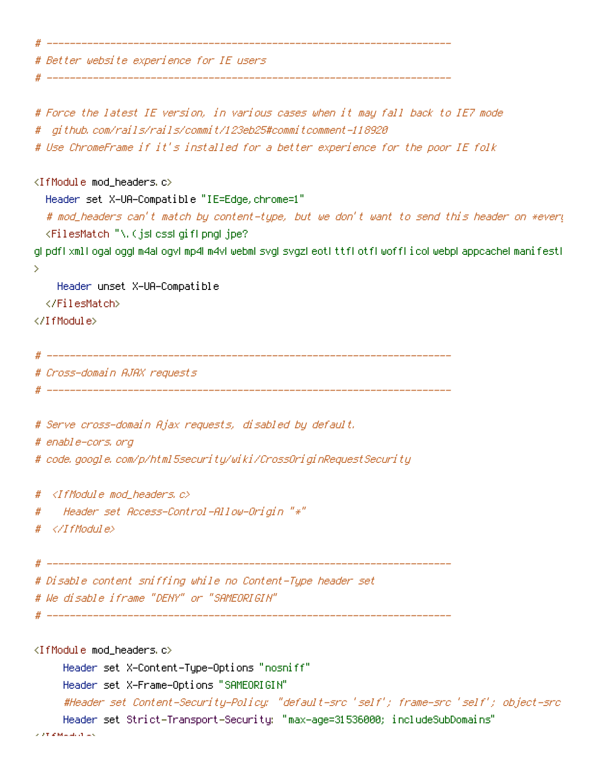```apache
# ----------------------------------------------------------------------
# Better website experience for IE users
# ----------------------------------------------------------------------

# Force the latest IE version, in various cases when it may fall back to IE7 mode
#  github.com/rails/rails/commit/123eb25#commitcomment-118920
# Use ChromeFrame if it's installed for a better experience for the poor IE folk

<IfModule mod_headers.c>
  Header set X-UA-Compatible "IE=Edge,chrome=1"
  # mod_headers can't match by content-type, but we don't want to send this header on *every
  <FilesMatch "\.(js|css|gif|png|jpe?
g|pdf|xml|oga|ogg|m4a|ogv|mp4|m4v|webm|svg|svgz|eot|ttf|otf|woff|ico|webp|appcache|manifest|
>
    Header unset X-UA-Compatible
  </FilesMatch>
</IfModule>

# ----------------------------------------------------------------------
# Cross-domain AJAX requests
# ----------------------------------------------------------------------

# Serve cross-domain Ajax requests, disabled by default.
# enable-cors.org
# code.google.com/p/html5security/wiki/CrossOriginRequestSecurity

#  <IfModule mod_headers.c>
#    Header set Access-Control-Allow-Origin "*"
#  </IfModule>

# ----------------------------------------------------------------------
# Disable content sniffing while no Content-Type header set
# We disable iframe "DENY" or "SAMEORIGIN"
# ----------------------------------------------------------------------

<IfModule mod_headers.c>
     Header set X-Content-Type-Options "nosniff"
     Header set X-Frame-Options "SAMEORIGIN"
     #Header set Content-Security-Policy: "default-src 'self'; frame-src 'self'; object-src
     Header set Strict-Transport-Security: "max-age=31536000; includeSubDomains"
</IfModule>
```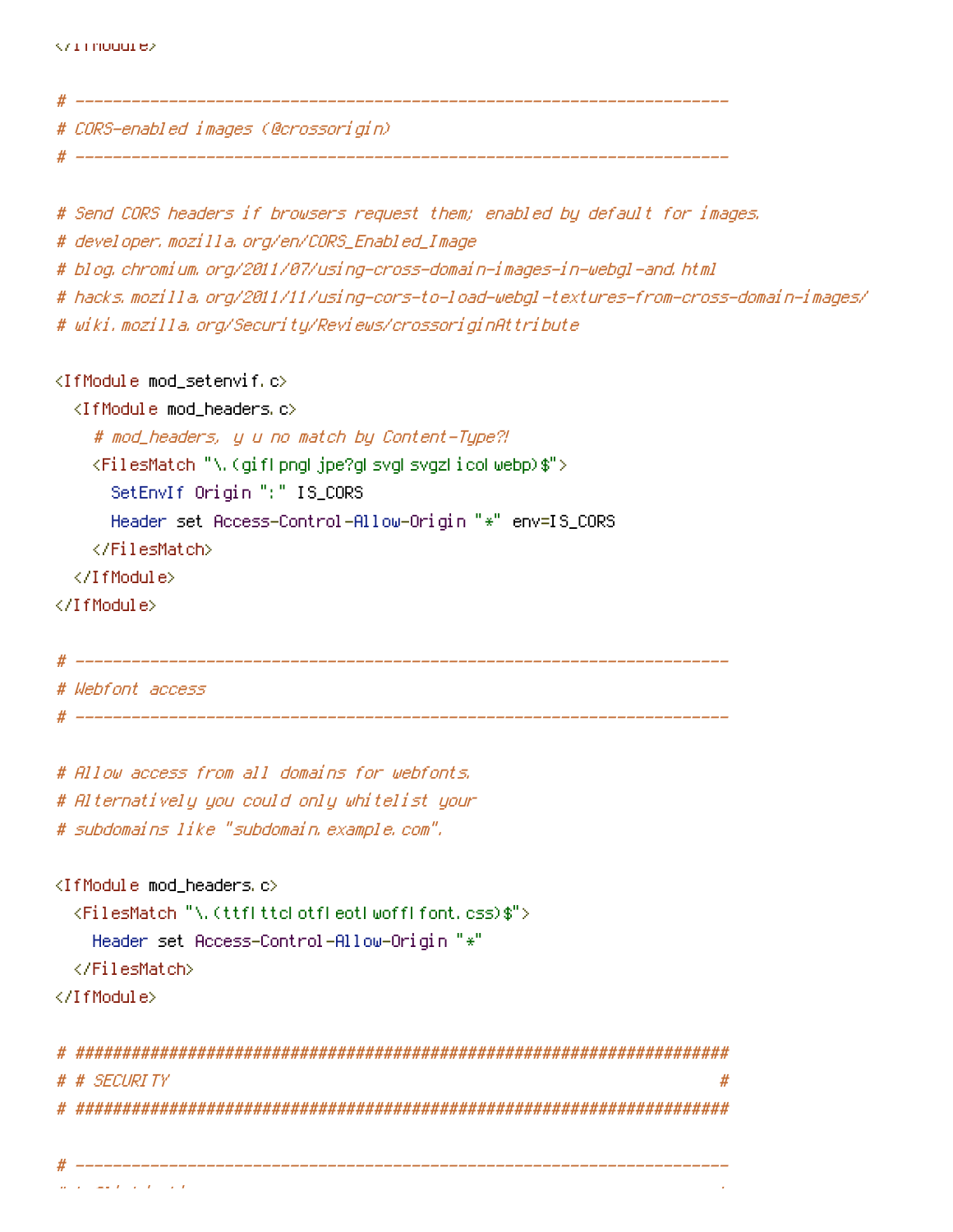```
</IfModule>

# ------------------------------------------------------------------------------
# CORS-enabled images (@crossorigin)
# ------------------------------------------------------------------------------

# Send CORS headers if browsers request them; enabled by default for images.
# developer.mozilla.org/en/CORS_Enabled_Image
# blog.chromium.org/2011/07/using-cross-domain-images-in-webgl-and.html
# hacks.mozilla.org/2011/11/using-cors-to-load-webgl-textures-from-cross-domain-images/
# wiki.mozilla.org/Security/Reviews/crossoriginAttribute

<IfModule mod_setenvif.c>
  <IfModule mod_headers.c>
    # mod_headers, y u no match by Content-Type?!
    <FilesMatch "\.(gif|png|jpe?g|svg|svgz|ico|webp)$">
      SetEnvIf Origin ":" IS_CORS
      Header set Access-Control-Allow-Origin "*" env=IS_CORS
    </FilesMatch>
  </IfModule>
</IfModule>

# ------------------------------------------------------------------------------
# Webfont access
# ------------------------------------------------------------------------------

# Allow access from all domains for webfonts.
# Alternatively you could only whitelist your
# subdomains like "subdomain.example.com".

<IfModule mod_headers.c>
  <FilesMatch "\.(ttf|ttc|otf|eot|woff|font.css)$">
    Header set Access-Control-Allow-Origin "*"
  </FilesMatch>
</IfModule>

# ##############################################################################
# # SECURITY                                                                   #
# ##############################################################################

# ------------------------------------------------------------------------------
```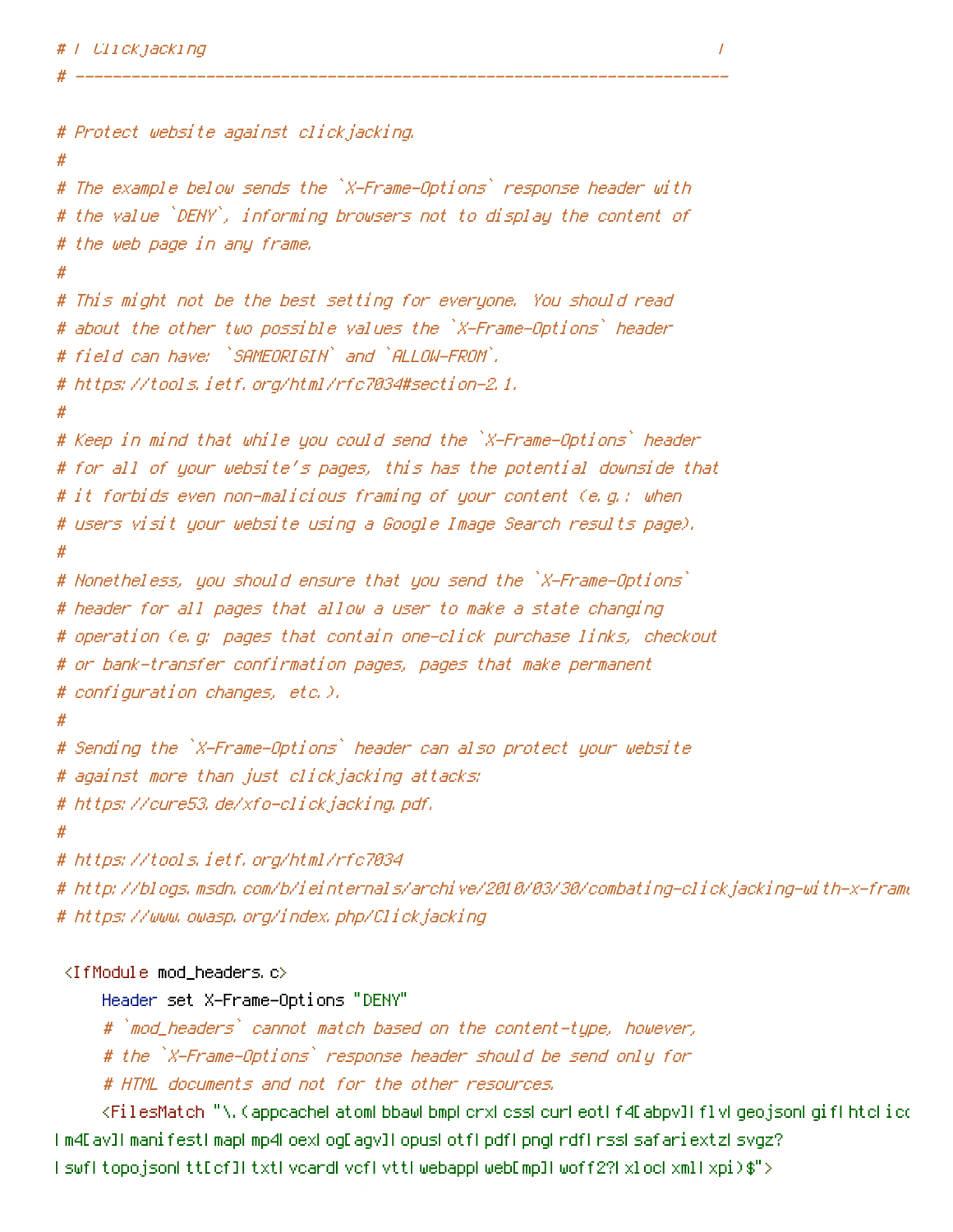```
# | Clickjacking                                                       |
# ----------------------------------------------------------------------

# Protect website against clickjacking.
#
# The example below sends the `X-Frame-Options` response header with
# the value `DENY`, informing browsers not to display the content of
# the web page in any frame.
#
# This might not be the best setting for everyone. You should read
# about the other two possible values the `X-Frame-Options` header
# field can have: `SAMEORIGIN` and `ALLOW-FROM`.
# https://tools.ietf.org/html/rfc7034#section-2.1.
#
# Keep in mind that while you could send the `X-Frame-Options` header
# for all of your website's pages, this has the potential downside that
# it forbids even non-malicious framing of your content (e.g.: when
# users visit your website using a Google Image Search results page).
#
# Nonetheless, you should ensure that you send the `X-Frame-Options`
# header for all pages that allow a user to make a state changing
# operation (e.g: pages that contain one-click purchase links, checkout
# or bank-transfer confirmation pages, pages that make permanent
# configuration changes, etc.).
#
# Sending the `X-Frame-Options` header can also protect your website
# against more than just clickjacking attacks:
# https://cure53.de/xfo-clickjacking.pdf.
#
# https://tools.ietf.org/html/rfc7034
# http://blogs.msdn.com/b/ieinternals/archive/2010/03/30/combating-clickjacking-with-x-frame
# https://www.owasp.org/index.php/Clickjacking

 <IfModule mod_headers.c>
     Header set X-Frame-Options "DENY"
     # `mod_headers` cannot match based on the content-type, however,
     # the `X-Frame-Options` response header should be send only for
     # HTML documents and not for the other resources.
     <FilesMatch "\.(appcache|atom|bbaw|bmp|crx|css|cur|eot|f4[abpv]|flv|geojson|gif|htc|ico
|m4[av]|manifest|map|mp4|oex|og[agv]|opus|otf|pdf|png|rdf|rss|safariextz|svgz?
|swf|topojson|tt[cf]|txt|vcard|vcf|vtt|webapp|web[mp]|woff2?|xloc|xml|xpi)$">
```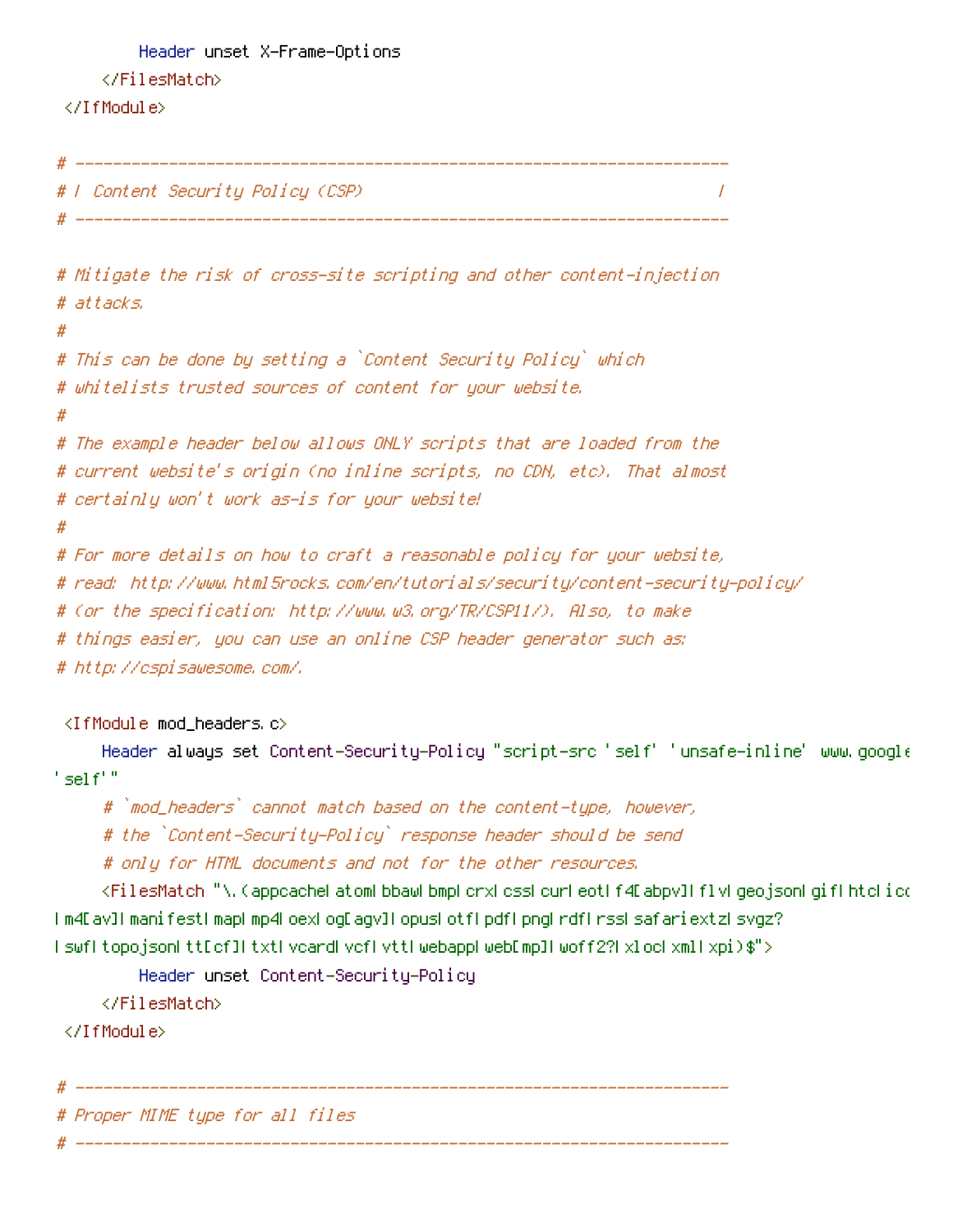```
        Header unset X-Frame-Options
    </FilesMatch>
</IfModule>

# ----------------------------------------------------------------------
# | Content Security Policy (CSP)                                      |
# ----------------------------------------------------------------------

# Mitigate the risk of cross-site scripting and other content-injection
# attacks.
#
# This can be done by setting a `Content Security Policy` which
# whitelists trusted sources of content for your website.
#
# The example header below allows ONLY scripts that are loaded from the
# current website's origin (no inline scripts, no CDN, etc). That almost
# certainly won't work as-is for your website!
#
# For more details on how to craft a reasonable policy for your website,
# read: http://www.html5rocks.com/en/tutorials/security/content-security-policy/
# (or the specification: http://www.w3.org/TR/CSP11/). Also, to make
# things easier, you can use an online CSP header generator such as:
# http://cspisawesome.com/.

<IfModule mod_headers.c>
    Header always set Content-Security-Policy "script-src 'self' 'unsafe-inline' www.google
'self'"
    # `mod_headers` cannot match based on the content-type, however,
    # the `Content-Security-Policy` response header should be send
    # only for HTML documents and not for the other resources.
    <FilesMatch "\.(appcache|atom|bbaw|bmp|crx|css|cur|eot|f4[abpv]|flv|geojson|gif|htc|ico
|m4[av]|manifest|map|mp4|oex|og[agv]|opus|otf|pdf|png|rdf|rss|safariextz|svgz?
|swf|topojson|tt[cf]|txt|vcard|vcf|vtt|webapp|web[mp]|woff2?|xloc|xml|xpi)$">
        Header unset Content-Security-Policy
    </FilesMatch>
</IfModule>

# ----------------------------------------------------------------------
# Proper MIME type for all files
# ----------------------------------------------------------------------
```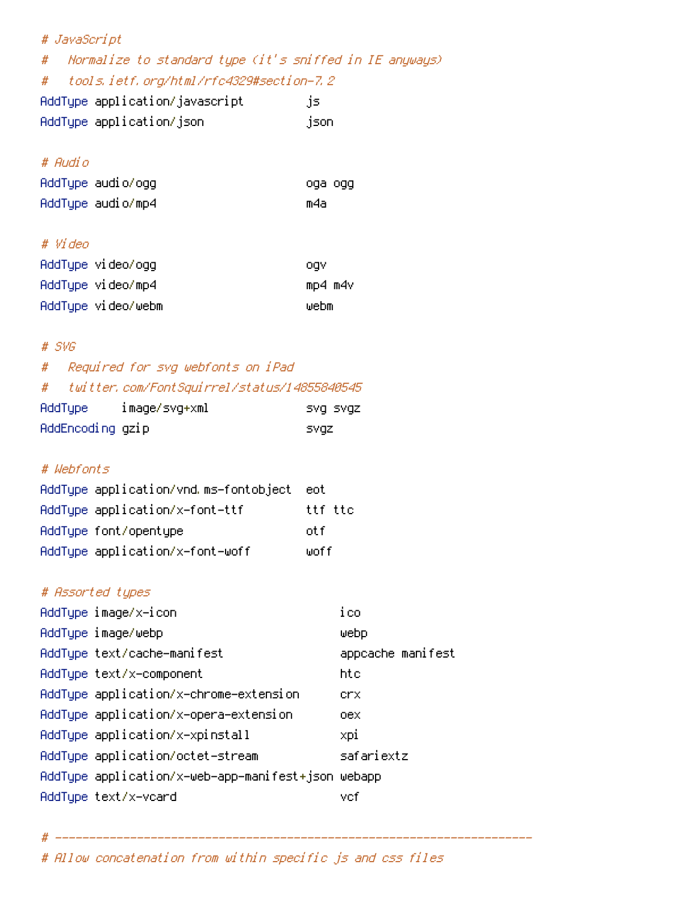```
# JavaScript
#   Normalize to standard type (it's sniffed in IE anyways)
#   tools.ietf.org/html/rfc4329#section-7.2
AddType application/javascript         js
AddType application/json               json

# Audio
AddType audio/ogg                      oga ogg
AddType audio/mp4                      m4a

# Video
AddType video/ogg                      ogv
AddType video/mp4                      mp4 m4v
AddType video/webm                     webm

# SVG
#   Required for svg webfonts on iPad
#   twitter.com/FontSquirrel/status/14855840545
AddType     image/svg+xml              svg svgz
AddEncoding gzip                       svgz

# Webfonts
AddType application/vnd.ms-fontobject  eot
AddType application/x-font-ttf         ttf ttc
AddType font/opentype                  otf
AddType application/x-font-woff        woff

# Assorted types
AddType image/x-icon                        ico
AddType image/webp                          webp
AddType text/cache-manifest                 appcache manifest
AddType text/x-component                    htc
AddType application/x-chrome-extension      crx
AddType application/x-opera-extension       oex
AddType application/x-xpinstall             xpi
AddType application/octet-stream            safariextz
AddType application/x-web-app-manifest+json webapp
AddType text/x-vcard                        vcf

# ----------------------------------------------------------------------
# Allow concatenation from within specific js and css files
```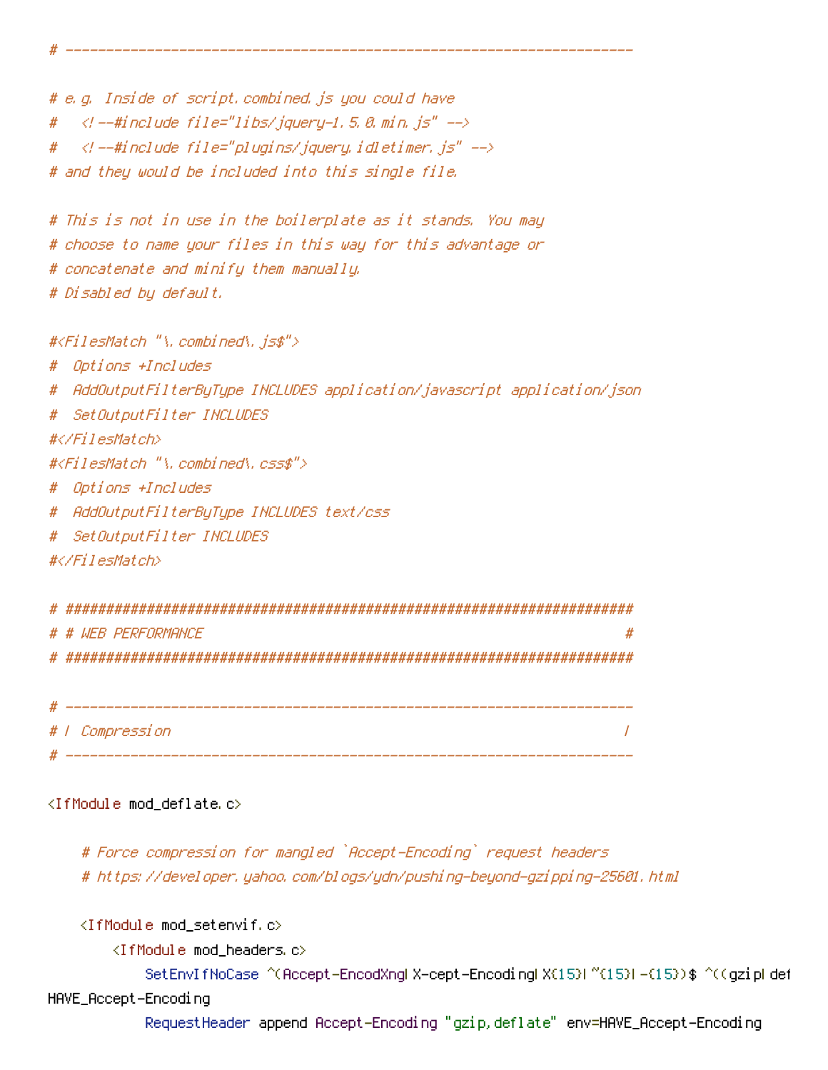```
# ----------------------------------------------------------------------

# e.g. Inside of script.combined.js you could have
#   <!--#include file="libs/jquery-1.5.0.min.js" -->
#   <!--#include file="plugins/jquery.idletimer.js" -->
# and they would be included into this single file.

# This is not in use in the boilerplate as it stands. You may
# choose to name your files in this way for this advantage or
# concatenate and minify them manually.
# Disabled by default.

#<FilesMatch "\.combined\.js$">
#  Options +Includes
#  AddOutputFilterByType INCLUDES application/javascript application/json
#  SetOutputFilter INCLUDES
#</FilesMatch>
#<FilesMatch "\.combined\.css$">
#  Options +Includes
#  AddOutputFilterByType INCLUDES text/css
#  SetOutputFilter INCLUDES
#</FilesMatch>

# ##########################################################################
# # WEB PERFORMANCE                                                        #
# ##########################################################################

# ----------------------------------------------------------------------
# | Compression                                                        |
# ----------------------------------------------------------------------

<IfModule mod_deflate.c>

    # Force compression for mangled `Accept-Encoding` request headers
    # https://developer.yahoo.com/blogs/ydn/pushing-beyond-gzipping-25601.html

    <IfModule mod_setenvif.c>
        <IfModule mod_headers.c>
            SetEnvIfNoCase ^(Accept-EncodXng|X-cept-Encoding|X{15}|~{15}|-{15})$ ^((gzip|def
HAVE_Accept-Encoding
            RequestHeader append Accept-Encoding "gzip,deflate" env=HAVE_Accept-Encoding
```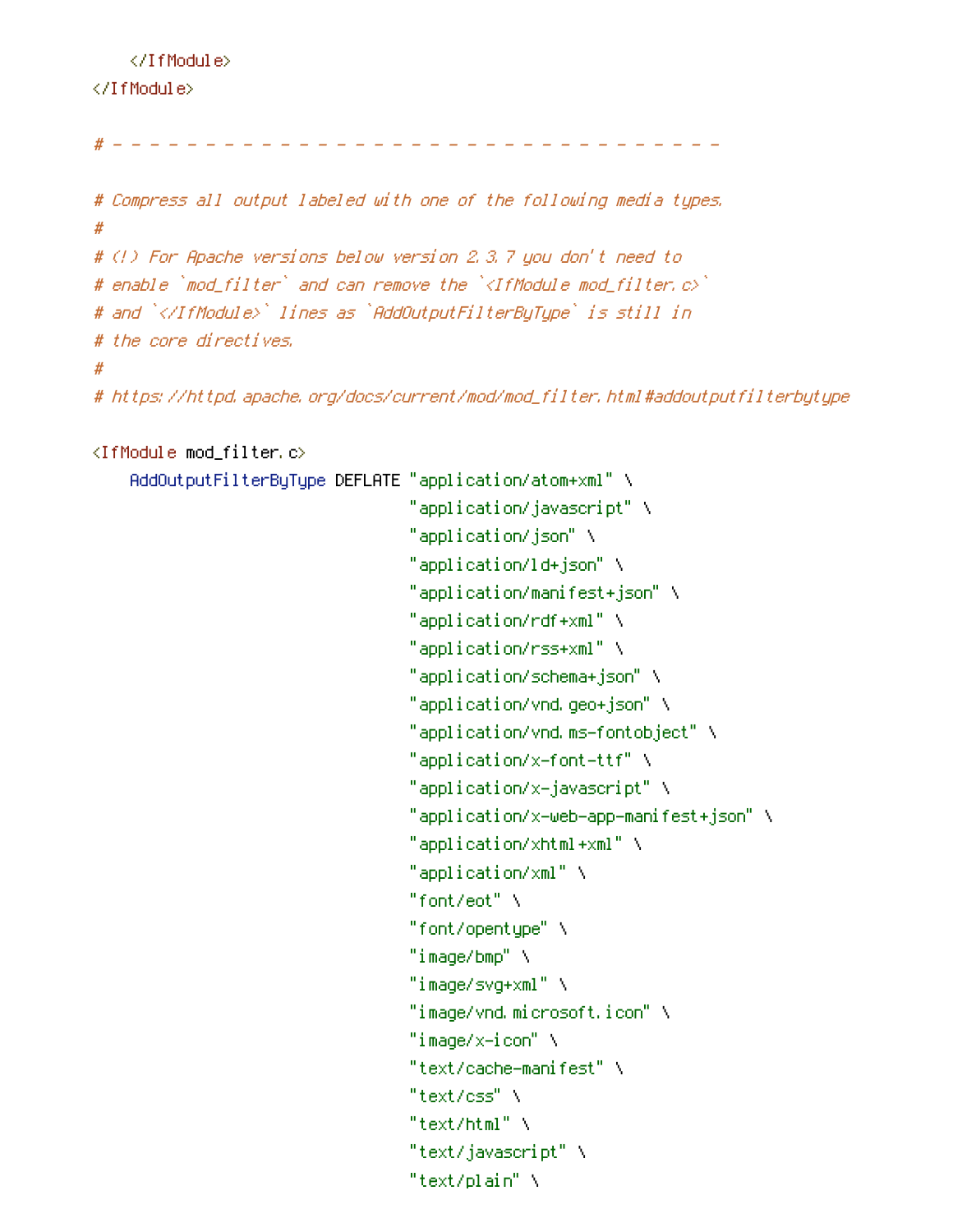```
    </IfModule>
</IfModule>

# - - - - - - - - - - - - - - - - - - - - - - - - - - - - - - - - - -

# Compress all output labeled with one of the following media types.
#
# (!) For Apache versions below version 2.3.7 you don't need to
# enable `mod_filter` and can remove the `<IfModule mod_filter.c>`
# and `</IfModule>` lines as `AddOutputFilterByType` is still in
# the core directives.
#
# https://httpd.apache.org/docs/current/mod/mod_filter.html#addoutputfilterbytype

<IfModule mod_filter.c>
    AddOutputFilterByType DEFLATE "application/atom+xml" \
                                  "application/javascript" \
                                  "application/json" \
                                  "application/ld+json" \
                                  "application/manifest+json" \
                                  "application/rdf+xml" \
                                  "application/rss+xml" \
                                  "application/schema+json" \
                                  "application/vnd.geo+json" \
                                  "application/vnd.ms-fontobject" \
                                  "application/x-font-ttf" \
                                  "application/x-javascript" \
                                  "application/x-web-app-manifest+json" \
                                  "application/xhtml+xml" \
                                  "application/xml" \
                                  "font/eot" \
                                  "font/opentype" \
                                  "image/bmp" \
                                  "image/svg+xml" \
                                  "image/vnd.microsoft.icon" \
                                  "image/x-icon" \
                                  "text/cache-manifest" \
                                  "text/css" \
                                  "text/html" \
                                  "text/javascript" \
                                  "text/plain" \
```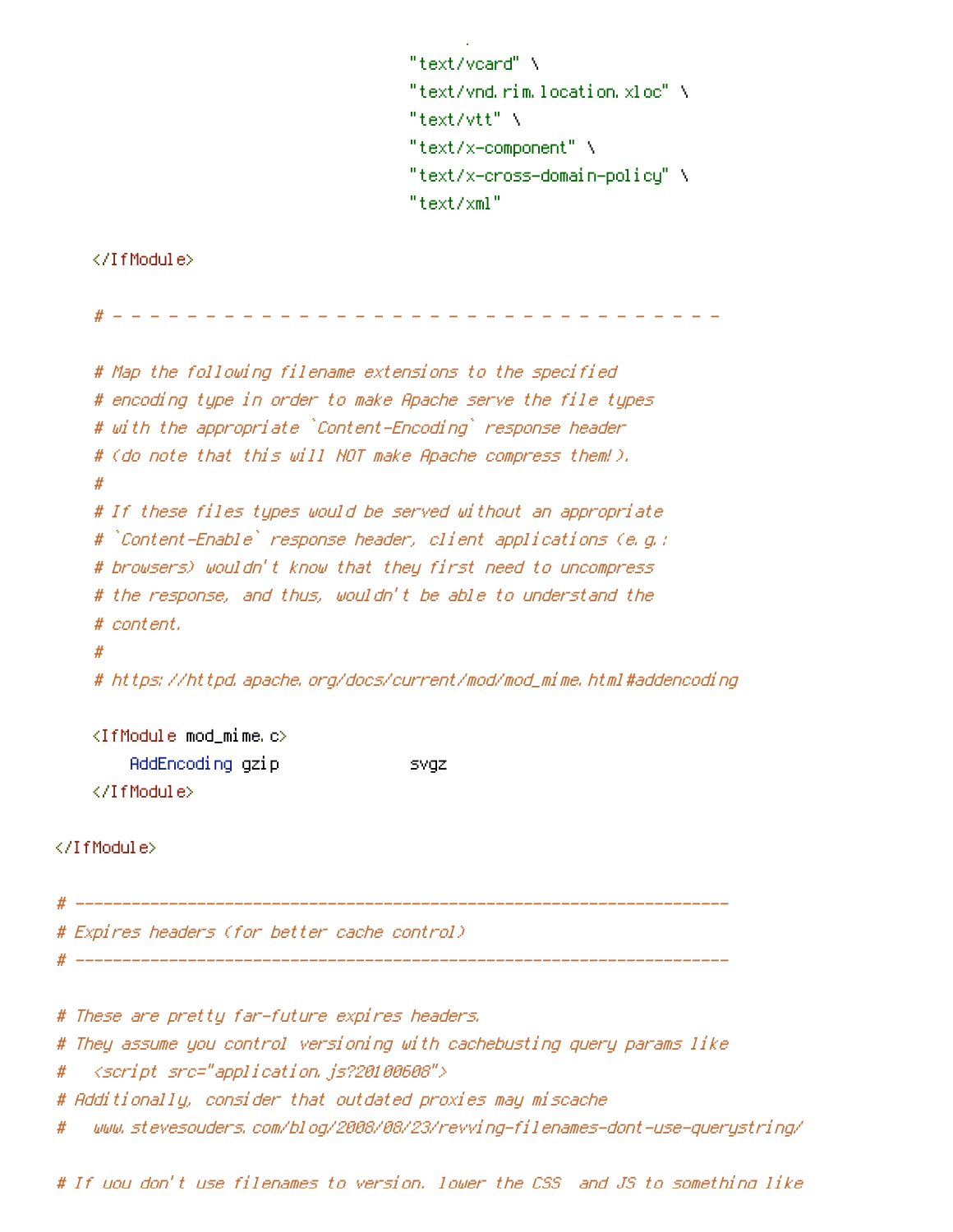```
                                      "text/vcard" \
                                      "text/vnd.rim.location.xloc" \
                                      "text/vtt" \
                                      "text/x-component" \
                                      "text/x-cross-domain-policy" \
                                      "text/xml"

    </IfModule>

    # - - - - - - - - - - - - - - - - - - - - - - - - - - - - - - - - -

    # Map the following filename extensions to the specified
    # encoding type in order to make Apache serve the file types
    # with the appropriate `Content-Encoding` response header
    # (do note that this will NOT make Apache compress them!).
    #
    # If these files types would be served without an appropriate
    # `Content-Enable` response header, client applications (e.g.:
    # browsers) wouldn't know that they first need to uncompress
    # the response, and thus, wouldn't be able to understand the
    # content.
    #
    # https://httpd.apache.org/docs/current/mod/mod_mime.html#addencoding

    <IfModule mod_mime.c>
        AddEncoding gzip              svgz
    </IfModule>

</IfModule>

# ----------------------------------------------------------------------
# Expires headers (for better cache control)
# ----------------------------------------------------------------------

# These are pretty far-future expires headers.
# They assume you control versioning with cachebusting query params like
#   <script src="application.js?20100608">
# Additionally, consider that outdated proxies may miscache
#   www.stevesouders.com/blog/2008/08/23/revving-filenames-dont-use-querystring/

# If you don't use filenames to version, lower the CSS  and JS to something like
```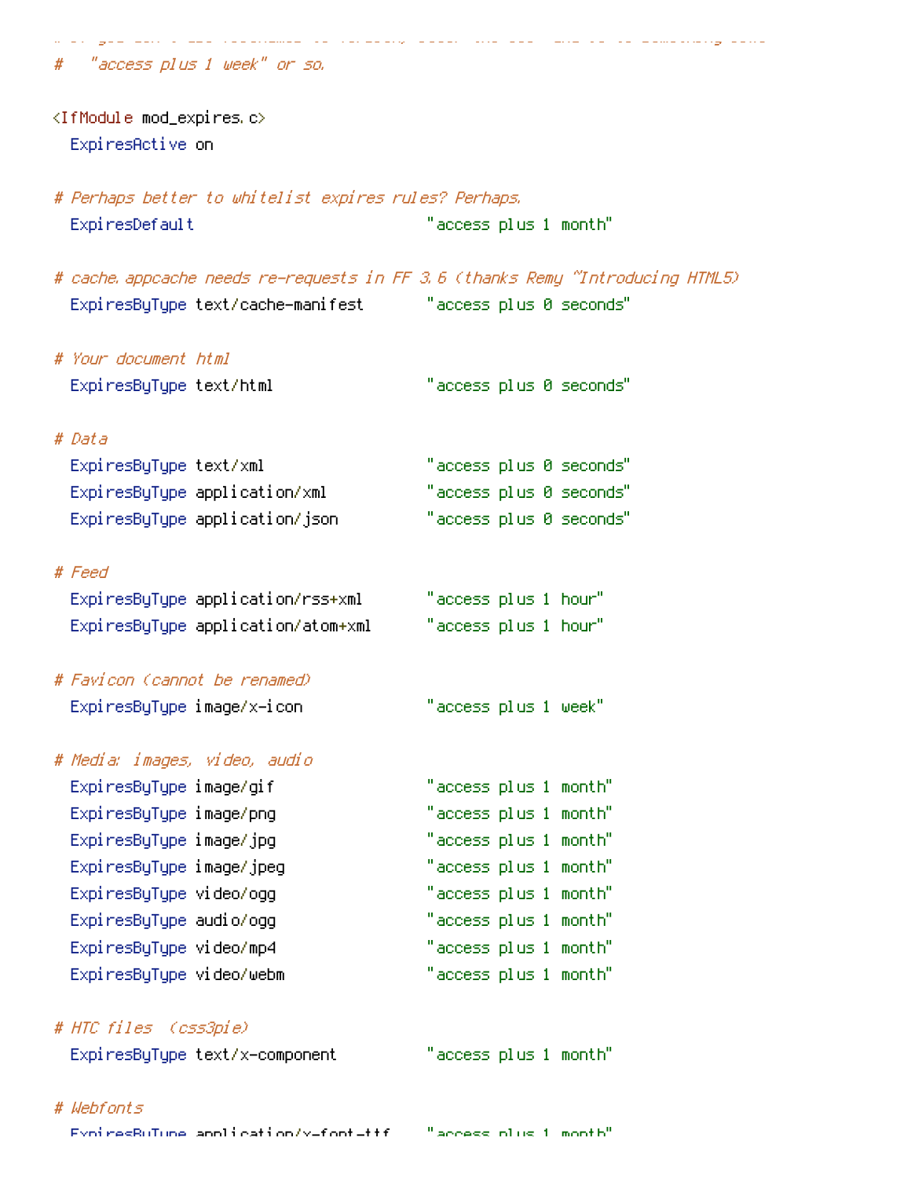```
#   "access plus 1 week" or so.

<IfModule mod_expires.c>
  ExpiresActive on

# Perhaps better to whitelist expires rules? Perhaps.
  ExpiresDefault                          "access plus 1 month"

# cache.appcache needs re-requests in FF 3.6 (thanks Remy ~Introducing HTML5)
  ExpiresByType text/cache-manifest       "access plus 0 seconds"

# Your document html
  ExpiresByType text/html                 "access plus 0 seconds"

# Data
  ExpiresByType text/xml                  "access plus 0 seconds"
  ExpiresByType application/xml           "access plus 0 seconds"
  ExpiresByType application/json          "access plus 0 seconds"

# Feed
  ExpiresByType application/rss+xml       "access plus 1 hour"
  ExpiresByType application/atom+xml      "access plus 1 hour"

# Favicon (cannot be renamed)
  ExpiresByType image/x-icon              "access plus 1 week"

# Media: images, video, audio
  ExpiresByType image/gif                 "access plus 1 month"
  ExpiresByType image/png                 "access plus 1 month"
  ExpiresByType image/jpg                 "access plus 1 month"
  ExpiresByType image/jpeg                "access plus 1 month"
  ExpiresByType video/ogg                 "access plus 1 month"
  ExpiresByType audio/ogg                 "access plus 1 month"
  ExpiresByType video/mp4                 "access plus 1 month"
  ExpiresByType video/webm                "access plus 1 month"

# HTC files  (css3pie)
  ExpiresByType text/x-component          "access plus 1 month"

# Webfonts
  ExpiresByType application/x-font-ttf    "access plus 1 month"
```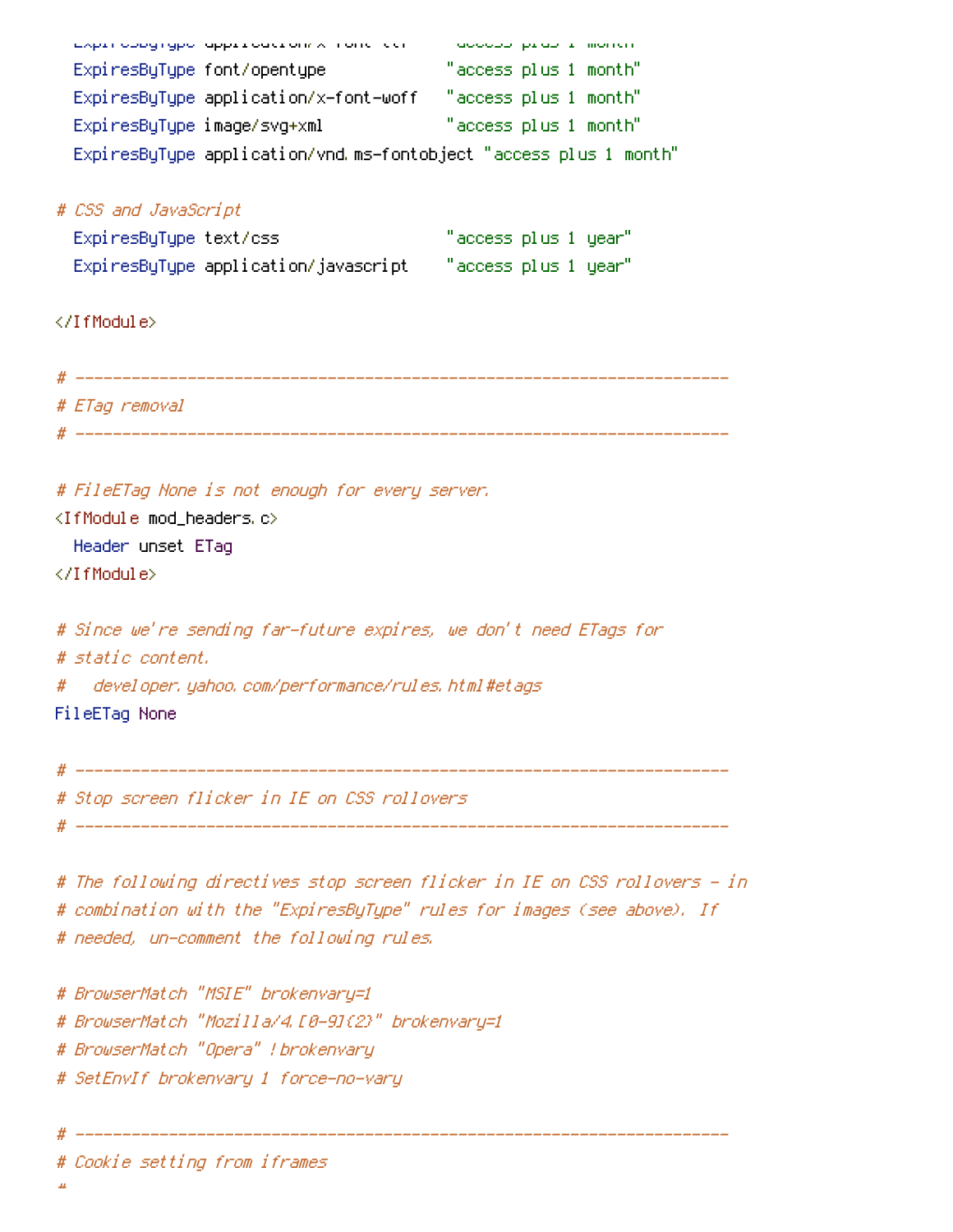```
  ExpiresByType application/x-font-ttf     "access plus 1 month"
  ExpiresByType font/opentype              "access plus 1 month"
  ExpiresByType application/x-font-woff   "access plus 1 month"
  ExpiresByType image/svg+xml              "access plus 1 month"
  ExpiresByType application/vnd.ms-fontobject "access plus 1 month"

# CSS and JavaScript
  ExpiresByType text/css                   "access plus 1 year"
  ExpiresByType application/javascript    "access plus 1 year"

</IfModule>

# ----------------------------------------------------------------------
# ETag removal
# ----------------------------------------------------------------------

# FileETag None is not enough for every server.
<IfModule mod_headers.c>
  Header unset ETag
</IfModule>

# Since we're sending far-future expires, we don't need ETags for
# static content.
#   developer.yahoo.com/performance/rules.html#etags
FileETag None

# ----------------------------------------------------------------------
# Stop screen flicker in IE on CSS rollovers
# ----------------------------------------------------------------------

# The following directives stop screen flicker in IE on CSS rollovers - in
# combination with the "ExpiresByType" rules for images (see above). If
# needed, un-comment the following rules.

# BrowserMatch "MSIE" brokenvary=1
# BrowserMatch "Mozilla/4.[0-9]{2}" brokenvary=1
# BrowserMatch "Opera" !brokenvary
# SetEnvIf brokenvary 1 force-no-vary

# ----------------------------------------------------------------------
# Cookie setting from iframes
#
```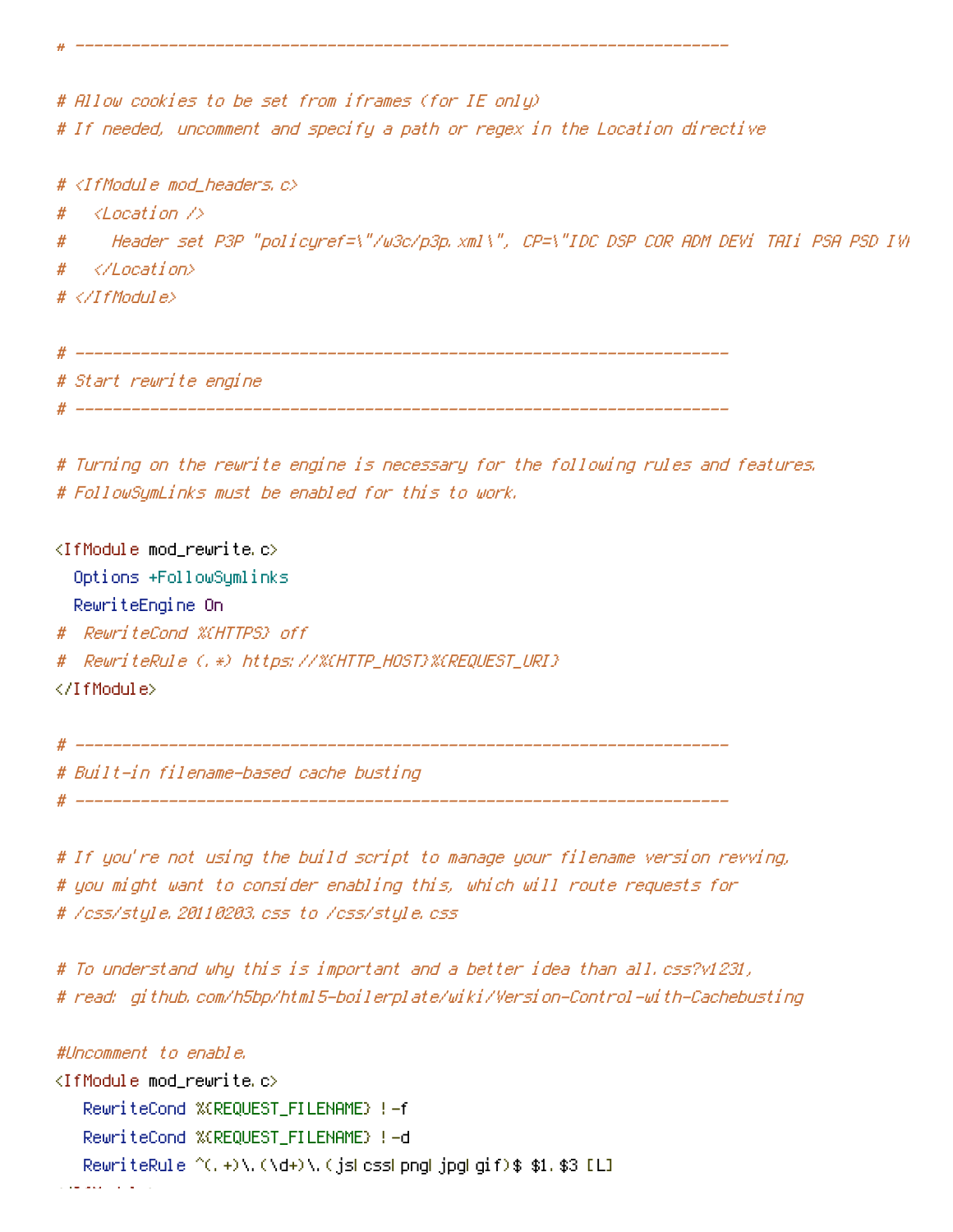```
# ----------------------------------------------------------------------

# Allow cookies to be set from iframes (for IE only)
# If needed, uncomment and specify a path or regex in the Location directive

# <IfModule mod_headers.c>
#   <Location />
#     Header set P3P "policyref=\"/w3c/p3p.xml\", CP=\"IDC DSP COR ADM DEVi TAIi PSA PSD IVA
#   </Location>
# </IfModule>

# ----------------------------------------------------------------------
# Start rewrite engine
# ----------------------------------------------------------------------

# Turning on the rewrite engine is necessary for the following rules and features.
# FollowSymLinks must be enabled for this to work.

<IfModule mod_rewrite.c>
  Options +FollowSymlinks
  RewriteEngine On
#  RewriteCond %{HTTPS} off
#  RewriteRule (.*) https://%{HTTP_HOST}%{REQUEST_URI}
</IfModule>

# ----------------------------------------------------------------------
# Built-in filename-based cache busting
# ----------------------------------------------------------------------

# If you're not using the build script to manage your filename version revving,
# you might want to consider enabling this, which will route requests for
# /css/style.20110203.css to /css/style.css

# To understand why this is important and a better idea than all.css?v1231,
# read: github.com/h5bp/html5-boilerplate/wiki/Version-Control-with-Cachebusting

#Uncomment to enable.
<IfModule mod_rewrite.c>
   RewriteCond %{REQUEST_FILENAME} !-f
   RewriteCond %{REQUEST_FILENAME} !-d
   RewriteRule ^(.+)\.(\d+)\.(js|css|png|jpg|gif)$ $1.$3 [L]
```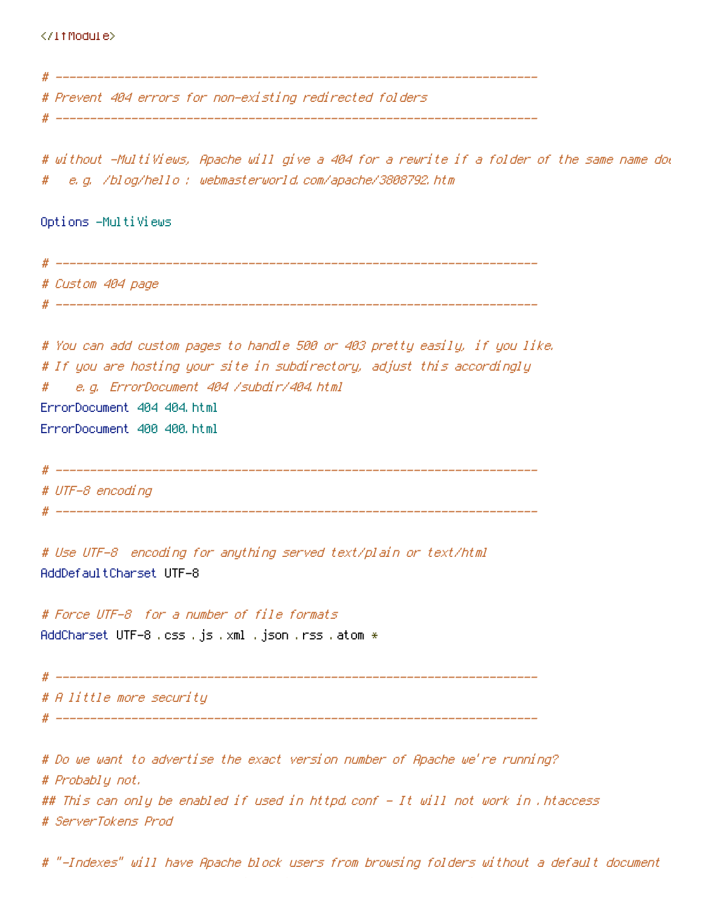```
</IfModule>

# ----------------------------------------------------------------------
# Prevent 404 errors for non-existing redirected folders
# ----------------------------------------------------------------------

# without -MultiViews, Apache will give a 404 for a rewrite if a folder of the same name do
#   e.g. /blog/hello : webmasterworld.com/apache/3808792.htm

Options -MultiViews

# ----------------------------------------------------------------------
# Custom 404 page
# ----------------------------------------------------------------------

# You can add custom pages to handle 500 or 403 pretty easily, if you like.
# If you are hosting your site in subdirectory, adjust this accordingly
#    e.g. ErrorDocument 404 /subdir/404.html
ErrorDocument 404 404.html
ErrorDocument 400 400.html

# ----------------------------------------------------------------------
# UTF-8 encoding
# ----------------------------------------------------------------------

# Use UTF-8 encoding for anything served text/plain or text/html
AddDefaultCharset UTF-8

# Force UTF-8 for a number of file formats
AddCharset UTF-8 .css .js .xml .json .rss .atom *

# ----------------------------------------------------------------------
# A little more security
# ----------------------------------------------------------------------

# Do we want to advertise the exact version number of Apache we're running?
# Probably not.
## This can only be enabled if used in httpd.conf - It will not work in .htaccess
# ServerTokens Prod

# "-Indexes" will have Apache block users from browsing folders without a default document
```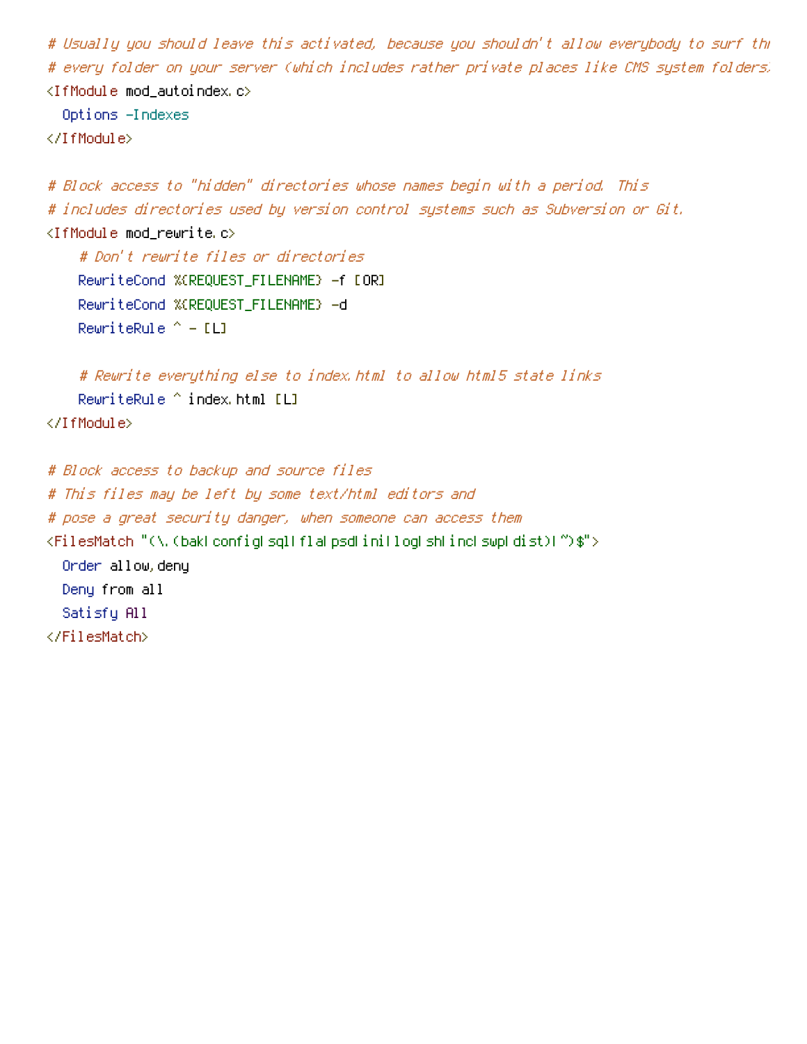```
# Usually you should leave this activated, because you shouldn't allow everybody to surf thr
# every folder on your server (which includes rather private places like CMS system folders.
<IfModule mod_autoindex.c>
  Options -Indexes
</IfModule>

# Block access to "hidden" directories whose names begin with a period. This
# includes directories used by version control systems such as Subversion or Git.
<IfModule mod_rewrite.c>
    # Don't rewrite files or directories
    RewriteCond %{REQUEST_FILENAME} -f [OR]
    RewriteCond %{REQUEST_FILENAME} -d
    RewriteRule ^ - [L]

    # Rewrite everything else to index.html to allow html5 state links
    RewriteRule ^ index.html [L]
</IfModule>

# Block access to backup and source files
# This files may be left by some text/html editors and
# pose a great security danger, when someone can access them
<FilesMatch "(\.(bak|config|sql|fla|psd|ini|log|sh|inc|swp|dist)|~)$">
  Order allow,deny
  Deny from all
  Satisfy All
</FilesMatch>
```